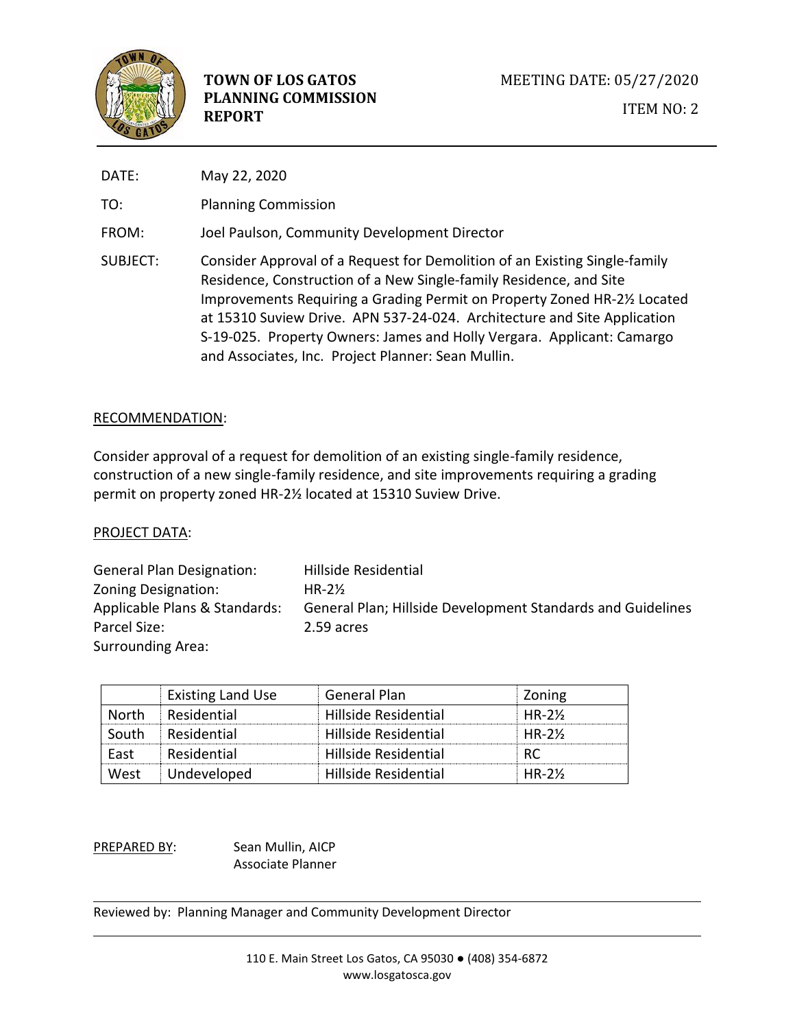# TOWN OF LOS GATOS PLANNING COMMISSION REPORT

MEETING DATE: 05/27/2020

ITEM NO: 2

DATE: May 22, 2020

TO: Planning Commission

FROM: Joel Paulson, Community Development Director

SUBJECT: Consider Approval of a Request for Demolition of an Existing Single-family Residence, Construction of a New Single-family Residence, and Site Improvements Requiring a Grading Permit on Property Zoned HR-2½ Located at 15310 Suview Drive. APN 537-24-024. Architecture and Site Application S-19-025. Property Owners: James and Holly Vergara. Applicant: Camargo and Associates, Inc. Project Planner: Sean Mullin.

## RECOMMENDATION:

Consider approval of a request for demolition of an existing single-family residence, construction of a new single-family residence, and site improvements requiring a grading permit on property zoned HR-2½ located at 15310 Suview Drive.

## PROJECT DATA:

General Plan Designation: Hillside Residential
Zoning Designation: HR-2½
Applicable Plans & Standards: General Plan; Hillside Development Standards and Guidelines
Parcel Size: 2.59 acres
Surrounding Area:

| | Existing Land Use | General Plan | Zoning |
|---|---|---|---|
| North | Residential | Hillside Residential | HR-2½ |
| South | Residential | Hillside Residential | HR-2½ |
| East | Residential | Hillside Residential | RC |
| West | Undeveloped | Hillside Residential | HR-2½ |

PREPARED BY: Sean Mullin, AICP
Associate Planner

Reviewed by: Planning Manager and Community Development Director

110 E. Main Street Los Gatos, CA 95030 ● (408) 354-6872
www.losgatosca.gov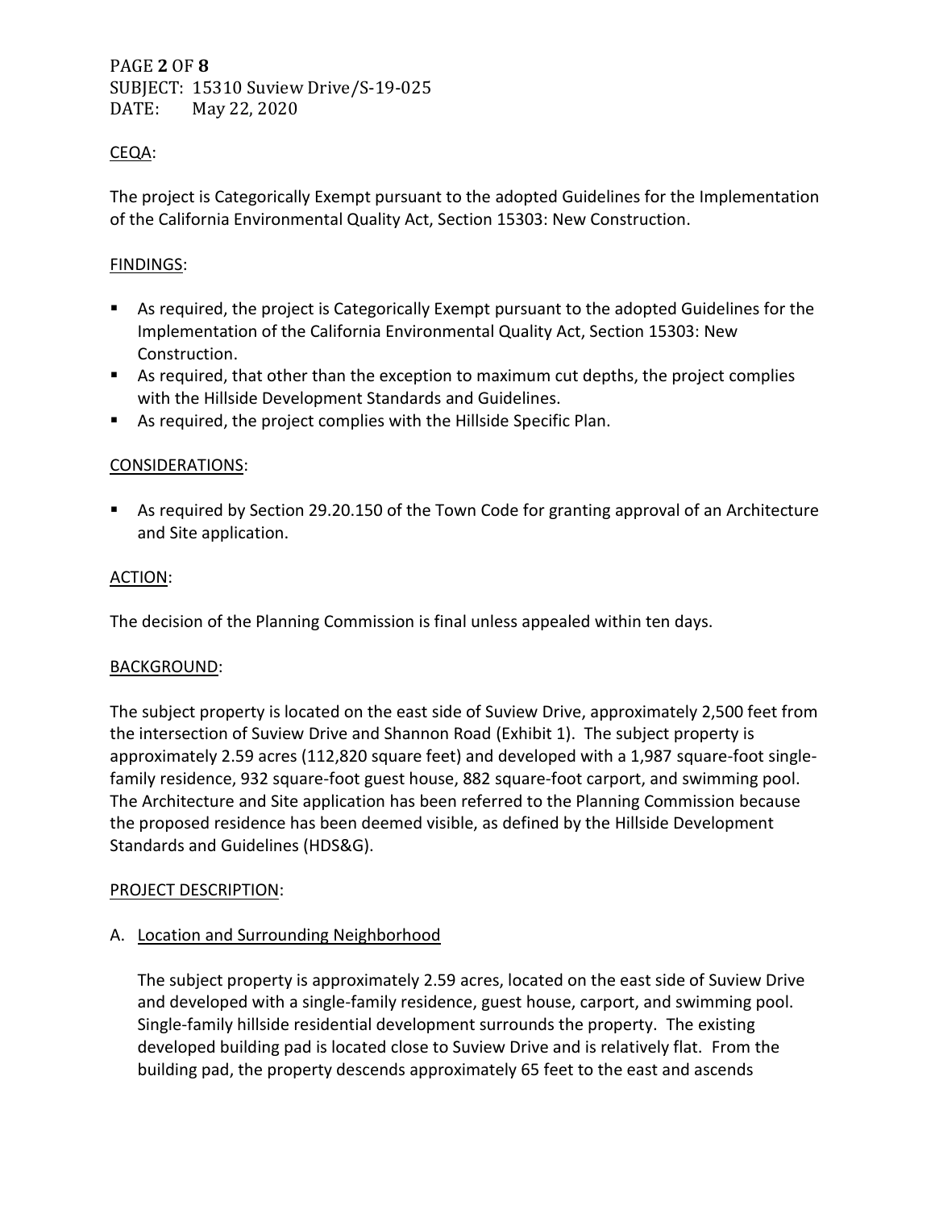CEQA:

The project is Categorically Exempt pursuant to the adopted Guidelines for the Implementation of the California Environmental Quality Act, Section 15303: New Construction.

FINDINGS:

- As required, the project is Categorically Exempt pursuant to the adopted Guidelines for the Implementation of the California Environmental Quality Act, Section 15303: New Construction.
- As required, that other than the exception to maximum cut depths, the project complies with the Hillside Development Standards and Guidelines.
- As required, the project complies with the Hillside Specific Plan.

CONSIDERATIONS:

- As required by Section 29.20.150 of the Town Code for granting approval of an Architecture and Site application.

ACTION:

The decision of the Planning Commission is final unless appealed within ten days.

BACKGROUND:

The subject property is located on the east side of Suview Drive, approximately 2,500 feet from the intersection of Suview Drive and Shannon Road (Exhibit 1). The subject property is approximately 2.59 acres (112,820 square feet) and developed with a 1,987 square-foot single-family residence, 932 square-foot guest house, 882 square-foot carport, and swimming pool. The Architecture and Site application has been referred to the Planning Commission because the proposed residence has been deemed visible, as defined by the Hillside Development Standards and Guidelines (HDS&G).

PROJECT DESCRIPTION:

A. Location and Surrounding Neighborhood

The subject property is approximately 2.59 acres, located on the east side of Suview Drive and developed with a single-family residence, guest house, carport, and swimming pool. Single-family hillside residential development surrounds the property. The existing developed building pad is located close to Suview Drive and is relatively flat. From the building pad, the property descends approximately 65 feet to the east and ascends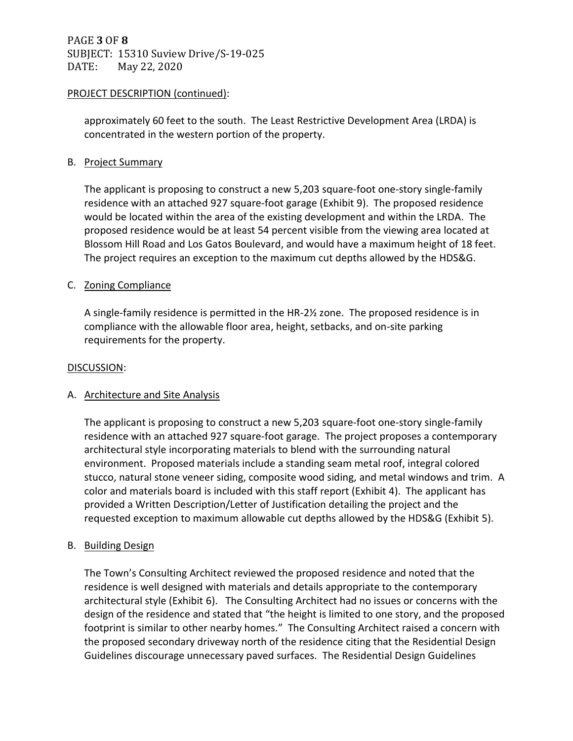PROJECT DESCRIPTION (continued):

approximately 60 feet to the south. The Least Restrictive Development Area (LRDA) is concentrated in the western portion of the property.

B. Project Summary

The applicant is proposing to construct a new 5,203 square-foot one-story single-family residence with an attached 927 square-foot garage (Exhibit 9). The proposed residence would be located within the area of the existing development and within the LRDA. The proposed residence would be at least 54 percent visible from the viewing area located at Blossom Hill Road and Los Gatos Boulevard, and would have a maximum height of 18 feet. The project requires an exception to the maximum cut depths allowed by the HDS&G.

C. Zoning Compliance

A single-family residence is permitted in the HR-2½ zone. The proposed residence is in compliance with the allowable floor area, height, setbacks, and on-site parking requirements for the property.

DISCUSSION:

A. Architecture and Site Analysis

The applicant is proposing to construct a new 5,203 square-foot one-story single-family residence with an attached 927 square-foot garage. The project proposes a contemporary architectural style incorporating materials to blend with the surrounding natural environment. Proposed materials include a standing seam metal roof, integral colored stucco, natural stone veneer siding, composite wood siding, and metal windows and trim. A color and materials board is included with this staff report (Exhibit 4). The applicant has provided a Written Description/Letter of Justification detailing the project and the requested exception to maximum allowable cut depths allowed by the HDS&G (Exhibit 5).

B. Building Design

The Town's Consulting Architect reviewed the proposed residence and noted that the residence is well designed with materials and details appropriate to the contemporary architectural style (Exhibit 6). The Consulting Architect had no issues or concerns with the design of the residence and stated that "the height is limited to one story, and the proposed footprint is similar to other nearby homes." The Consulting Architect raised a concern with the proposed secondary driveway north of the residence citing that the Residential Design Guidelines discourage unnecessary paved surfaces. The Residential Design Guidelines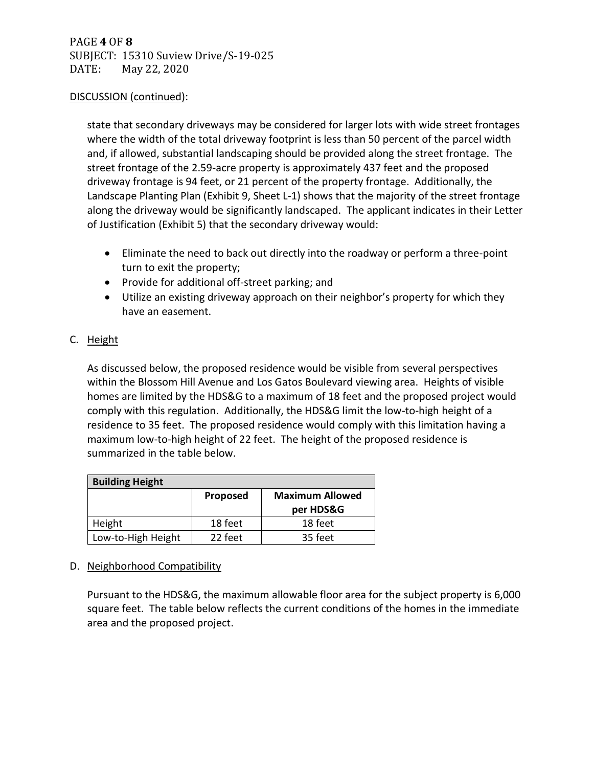DISCUSSION (continued):

state that secondary driveways may be considered for larger lots with wide street frontages where the width of the total driveway footprint is less than 50 percent of the parcel width and, if allowed, substantial landscaping should be provided along the street frontage. The street frontage of the 2.59-acre property is approximately 437 feet and the proposed driveway frontage is 94 feet, or 21 percent of the property frontage. Additionally, the Landscape Planting Plan (Exhibit 9, Sheet L-1) shows that the majority of the street frontage along the driveway would be significantly landscaped. The applicant indicates in their Letter of Justification (Exhibit 5) that the secondary driveway would:

- Eliminate the need to back out directly into the roadway or perform a three-point turn to exit the property;
- Provide for additional off-street parking; and
- Utilize an existing driveway approach on their neighbor's property for which they have an easement.

C. Height

As discussed below, the proposed residence would be visible from several perspectives within the Blossom Hill Avenue and Los Gatos Boulevard viewing area. Heights of visible homes are limited by the HDS&G to a maximum of 18 feet and the proposed project would comply with this regulation. Additionally, the HDS&G limit the low-to-high height of a residence to 35 feet. The proposed residence would comply with this limitation having a maximum low-to-high height of 22 feet. The height of the proposed residence is summarized in the table below.

| Building Height | | |
|---|---|---|
| | **Proposed** | **Maximum Allowed per HDS&G** |
| Height | 18 feet | 18 feet |
| Low-to-High Height | 22 feet | 35 feet |

D. Neighborhood Compatibility

Pursuant to the HDS&G, the maximum allowable floor area for the subject property is 6,000 square feet. The table below reflects the current conditions of the homes in the immediate area and the proposed project.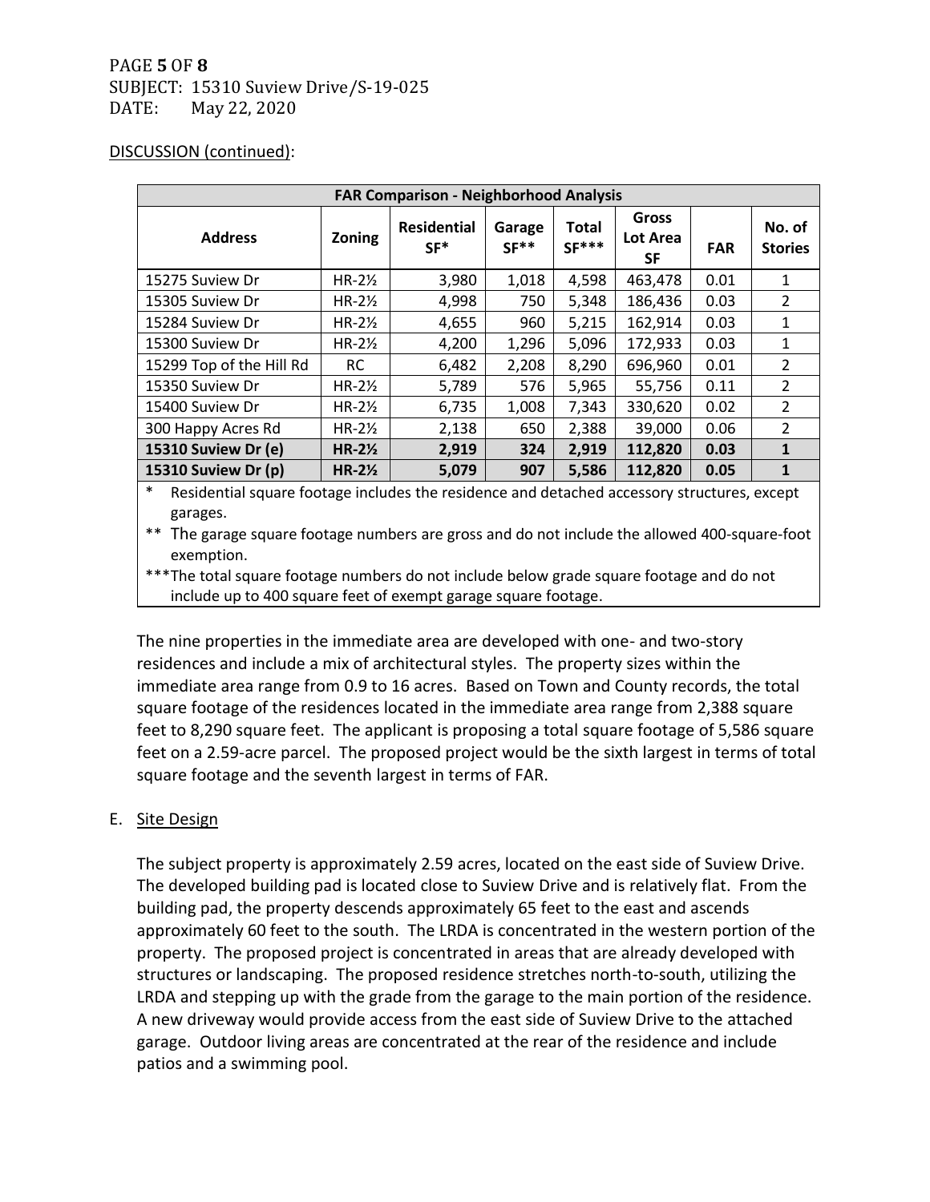DISCUSSION (continued):

| FAR Comparison - Neighborhood Analysis | | | | | | | |
|---|---|---|---|---|---|---|---|
| Address | Zoning | Residential SF* | Garage SF** | Total SF*** | Gross Lot Area SF | FAR | No. of Stories |
| 15275 Suview Dr | HR-2½ | 3,980 | 1,018 | 4,598 | 463,478 | 0.01 | 1 |
| 15305 Suview Dr | HR-2½ | 4,998 | 750 | 5,348 | 186,436 | 0.03 | 2 |
| 15284 Suview Dr | HR-2½ | 4,655 | 960 | 5,215 | 162,914 | 0.03 | 1 |
| 15300 Suview Dr | HR-2½ | 4,200 | 1,296 | 5,096 | 172,933 | 0.03 | 1 |
| 15299 Top of the Hill Rd | RC | 6,482 | 2,208 | 8,290 | 696,960 | 0.01 | 2 |
| 15350 Suview Dr | HR-2½ | 5,789 | 576 | 5,965 | 55,756 | 0.11 | 2 |
| 15400 Suview Dr | HR-2½ | 6,735 | 1,008 | 7,343 | 330,620 | 0.02 | 2 |
| 300 Happy Acres Rd | HR-2½ | 2,138 | 650 | 2,388 | 39,000 | 0.06 | 2 |
| **15310 Suview Dr (e)** | **HR-2½** | **2,919** | **324** | **2,919** | **112,820** | **0.03** | **1** |
| **15310 Suview Dr (p)** | **HR-2½** | **5,079** | **907** | **5,586** | **112,820** | **0.05** | **1** |

\* Residential square footage includes the residence and detached accessory structures, except garages.

\** The garage square footage numbers are gross and do not include the allowed 400-square-foot exemption.

\*** The total square footage numbers do not include below grade square footage and do not include up to 400 square feet of exempt garage square footage.

The nine properties in the immediate area are developed with one- and two-story residences and include a mix of architectural styles. The property sizes within the immediate area range from 0.9 to 16 acres. Based on Town and County records, the total square footage of the residences located in the immediate area range from 2,388 square feet to 8,290 square feet. The applicant is proposing a total square footage of 5,586 square feet on a 2.59-acre parcel. The proposed project would be the sixth largest in terms of total square footage and the seventh largest in terms of FAR.

E. Site Design

The subject property is approximately 2.59 acres, located on the east side of Suview Drive. The developed building pad is located close to Suview Drive and is relatively flat. From the building pad, the property descends approximately 65 feet to the east and ascends approximately 60 feet to the south. The LRDA is concentrated in the western portion of the property. The proposed project is concentrated in areas that are already developed with structures or landscaping. The proposed residence stretches north-to-south, utilizing the LRDA and stepping up with the grade from the garage to the main portion of the residence. A new driveway would provide access from the east side of Suview Drive to the attached garage. Outdoor living areas are concentrated at the rear of the residence and include patios and a swimming pool.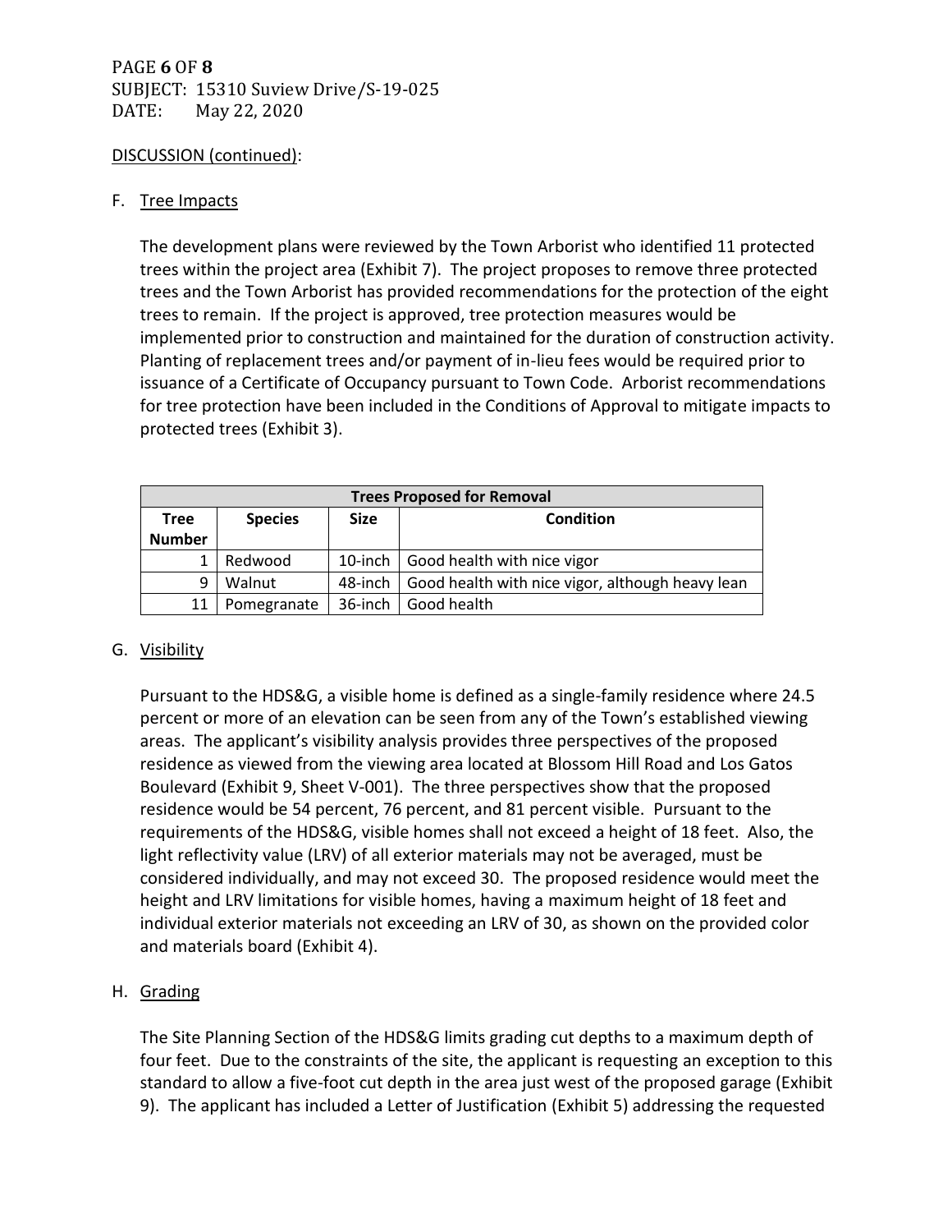DISCUSSION (continued):

F. Tree Impacts

The development plans were reviewed by the Town Arborist who identified 11 protected trees within the project area (Exhibit 7). The project proposes to remove three protected trees and the Town Arborist has provided recommendations for the protection of the eight trees to remain. If the project is approved, tree protection measures would be implemented prior to construction and maintained for the duration of construction activity. Planting of replacement trees and/or payment of in-lieu fees would be required prior to issuance of a Certificate of Occupancy pursuant to Town Code. Arborist recommendations for tree protection have been included in the Conditions of Approval to mitigate impacts to protected trees (Exhibit 3).

| Trees Proposed for Removal | | | |
|---|---|---|---|
| Tree Number | Species | Size | Condition |
| 1 | Redwood | 10-inch | Good health with nice vigor |
| 9 | Walnut | 48-inch | Good health with nice vigor, although heavy lean |
| 11 | Pomegranate | 36-inch | Good health |

G. Visibility

Pursuant to the HDS&G, a visible home is defined as a single-family residence where 24.5 percent or more of an elevation can be seen from any of the Town's established viewing areas. The applicant's visibility analysis provides three perspectives of the proposed residence as viewed from the viewing area located at Blossom Hill Road and Los Gatos Boulevard (Exhibit 9, Sheet V-001). The three perspectives show that the proposed residence would be 54 percent, 76 percent, and 81 percent visible. Pursuant to the requirements of the HDS&G, visible homes shall not exceed a height of 18 feet. Also, the light reflectivity value (LRV) of all exterior materials may not be averaged, must be considered individually, and may not exceed 30. The proposed residence would meet the height and LRV limitations for visible homes, having a maximum height of 18 feet and individual exterior materials not exceeding an LRV of 30, as shown on the provided color and materials board (Exhibit 4).

H. Grading

The Site Planning Section of the HDS&G limits grading cut depths to a maximum depth of four feet. Due to the constraints of the site, the applicant is requesting an exception to this standard to allow a five-foot cut depth in the area just west of the proposed garage (Exhibit 9). The applicant has included a Letter of Justification (Exhibit 5) addressing the requested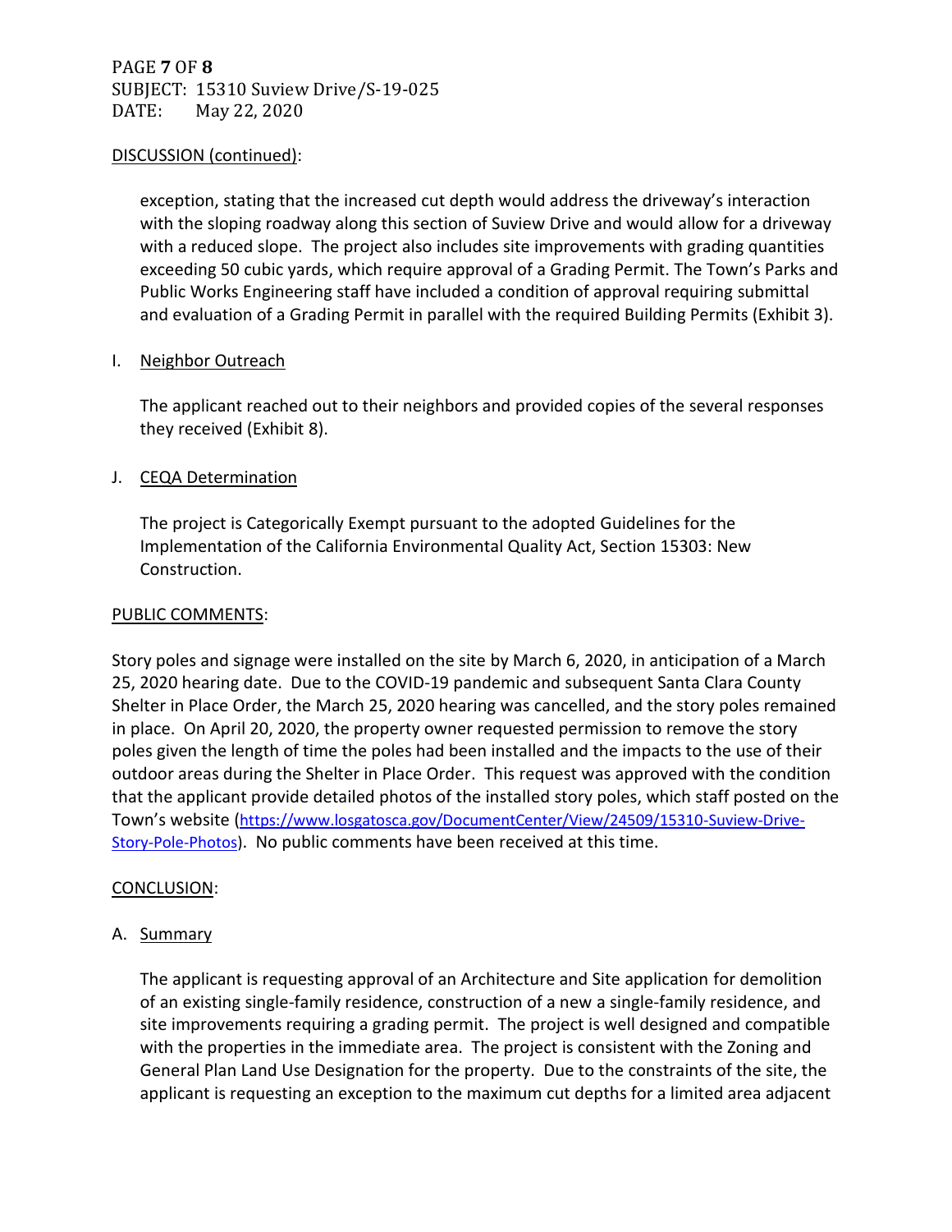DISCUSSION (continued):

exception, stating that the increased cut depth would address the driveway's interaction with the sloping roadway along this section of Suview Drive and would allow for a driveway with a reduced slope. The project also includes site improvements with grading quantities exceeding 50 cubic yards, which require approval of a Grading Permit. The Town's Parks and Public Works Engineering staff have included a condition of approval requiring submittal and evaluation of a Grading Permit in parallel with the required Building Permits (Exhibit 3).

I. Neighbor Outreach

The applicant reached out to their neighbors and provided copies of the several responses they received (Exhibit 8).

J. CEQA Determination

The project is Categorically Exempt pursuant to the adopted Guidelines for the Implementation of the California Environmental Quality Act, Section 15303: New Construction.

PUBLIC COMMENTS:

Story poles and signage were installed on the site by March 6, 2020, in anticipation of a March 25, 2020 hearing date. Due to the COVID-19 pandemic and subsequent Santa Clara County Shelter in Place Order, the March 25, 2020 hearing was cancelled, and the story poles remained in place. On April 20, 2020, the property owner requested permission to remove the story poles given the length of time the poles had been installed and the impacts to the use of their outdoor areas during the Shelter in Place Order. This request was approved with the condition that the applicant provide detailed photos of the installed story poles, which staff posted on the Town's website (https://www.losgatosca.gov/DocumentCenter/View/24509/15310-Suview-Drive-Story-Pole-Photos). No public comments have been received at this time.

CONCLUSION:

A. Summary

The applicant is requesting approval of an Architecture and Site application for demolition of an existing single-family residence, construction of a new a single-family residence, and site improvements requiring a grading permit. The project is well designed and compatible with the properties in the immediate area. The project is consistent with the Zoning and General Plan Land Use Designation for the property. Due to the constraints of the site, the applicant is requesting an exception to the maximum cut depths for a limited area adjacent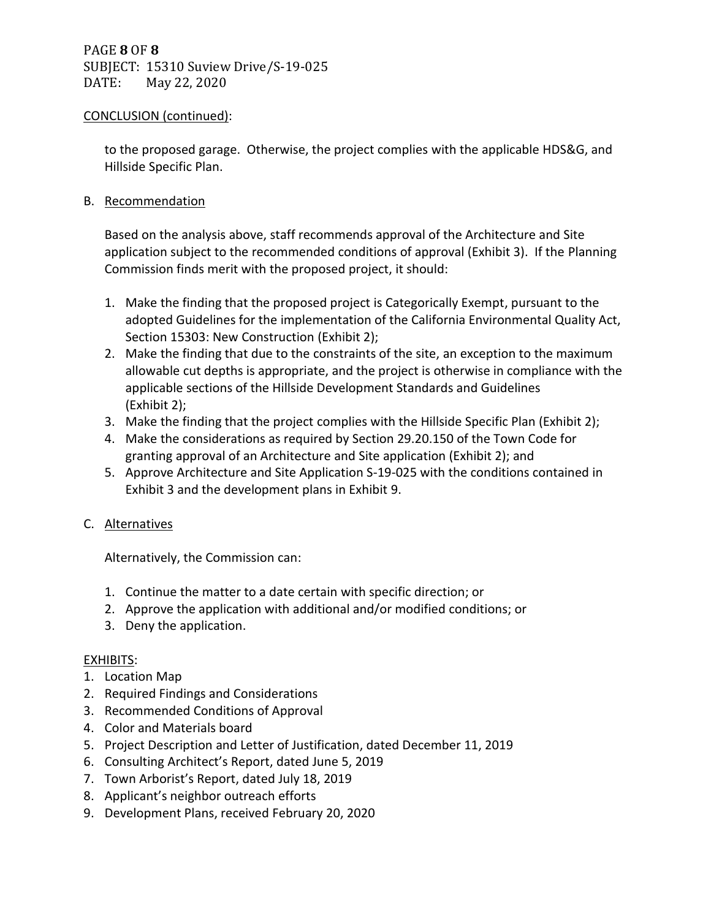## CONCLUSION (continued):

to the proposed garage. Otherwise, the project complies with the applicable HDS&G, and Hillside Specific Plan.

### B. Recommendation

Based on the analysis above, staff recommends approval of the Architecture and Site application subject to the recommended conditions of approval (Exhibit 3). If the Planning Commission finds merit with the proposed project, it should:

1. Make the finding that the proposed project is Categorically Exempt, pursuant to the adopted Guidelines for the implementation of the California Environmental Quality Act, Section 15303: New Construction (Exhibit 2);
2. Make the finding that due to the constraints of the site, an exception to the maximum allowable cut depths is appropriate, and the project is otherwise in compliance with the applicable sections of the Hillside Development Standards and Guidelines (Exhibit 2);
3. Make the finding that the project complies with the Hillside Specific Plan (Exhibit 2);
4. Make the considerations as required by Section 29.20.150 of the Town Code for granting approval of an Architecture and Site application (Exhibit 2); and
5. Approve Architecture and Site Application S-19-025 with the conditions contained in Exhibit 3 and the development plans in Exhibit 9.

### C. Alternatives

Alternatively, the Commission can:

1. Continue the matter to a date certain with specific direction; or
2. Approve the application with additional and/or modified conditions; or
3. Deny the application.

## EXHIBITS:

1. Location Map
2. Required Findings and Considerations
3. Recommended Conditions of Approval
4. Color and Materials board
5. Project Description and Letter of Justification, dated December 11, 2019
6. Consulting Architect's Report, dated June 5, 2019
7. Town Arborist's Report, dated July 18, 2019
8. Applicant's neighbor outreach efforts
9. Development Plans, received February 20, 2020